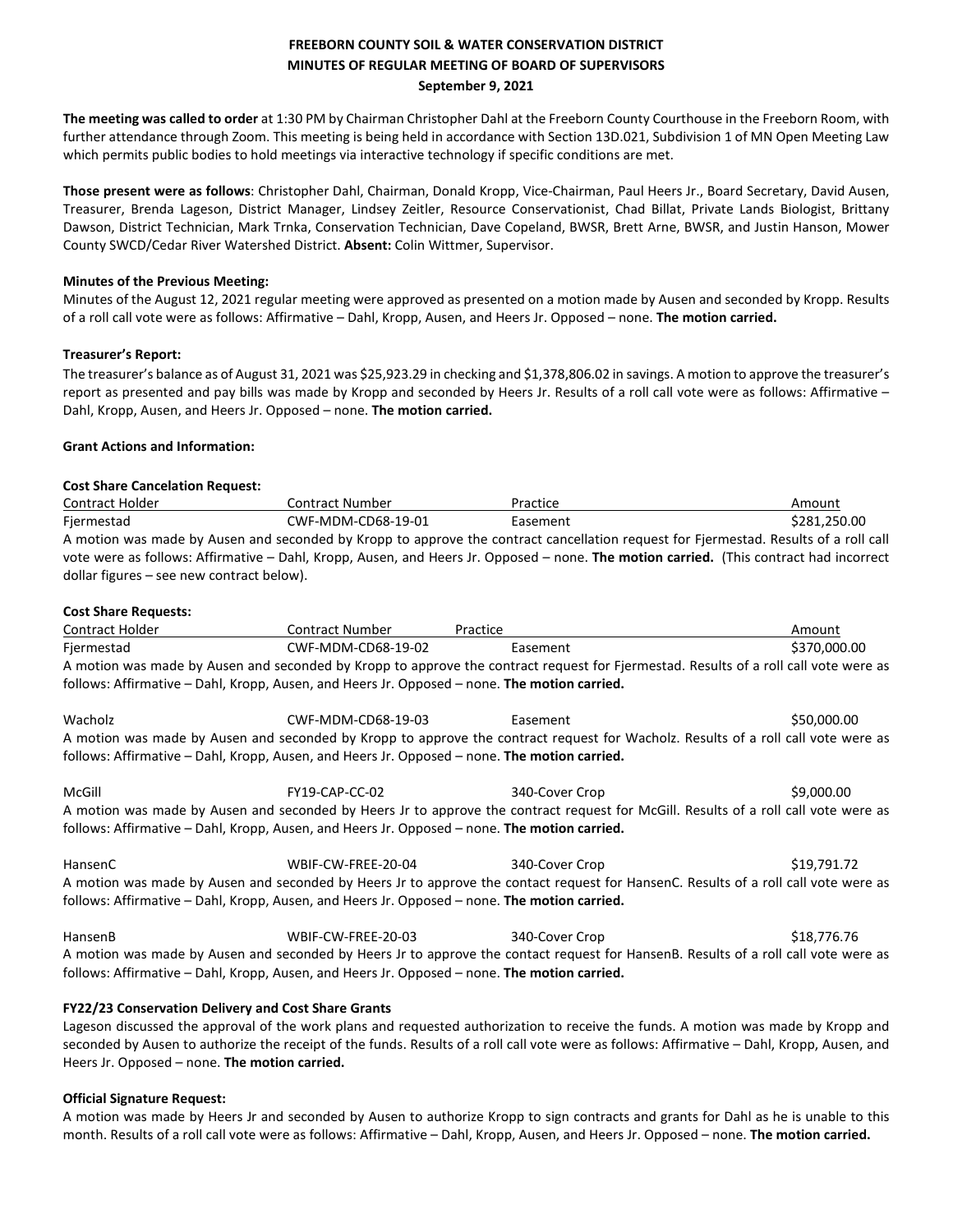**FREEBORN COUNTY SOIL & WATER CONSERVATION DISTRICT**
**MINUTES OF REGULAR MEETING OF BOARD OF SUPERVISORS**
**September 9, 2021**

**The meeting was called to order** at 1:30 PM by Chairman Christopher Dahl at the Freeborn County Courthouse in the Freeborn Room, with further attendance through Zoom. This meeting is being held in accordance with Section 13D.021, Subdivision 1 of MN Open Meeting Law which permits public bodies to hold meetings via interactive technology if specific conditions are met.

**Those present were as follows**: Christopher Dahl, Chairman, Donald Kropp, Vice-Chairman, Paul Heers Jr., Board Secretary, David Ausen, Treasurer, Brenda Lageson, District Manager, Lindsey Zeitler, Resource Conservationist, Chad Billat, Private Lands Biologist, Brittany Dawson, District Technician, Mark Trnka, Conservation Technician, Dave Copeland, BWSR, Brett Arne, BWSR, and Justin Hanson, Mower County SWCD/Cedar River Watershed District. **Absent:** Colin Wittmer, Supervisor.

**Minutes of the Previous Meeting:**
Minutes of the August 12, 2021 regular meeting were approved as presented on a motion made by Ausen and seconded by Kropp. Results of a roll call vote were as follows: Affirmative – Dahl, Kropp, Ausen, and Heers Jr. Opposed – none. **The motion carried.**

**Treasurer's Report:**
The treasurer's balance as of August 31, 2021 was $25,923.29 in checking and $1,378,806.02 in savings. A motion to approve the treasurer's report as presented and pay bills was made by Kropp and seconded by Heers Jr. Results of a roll call vote were as follows: Affirmative – Dahl, Kropp, Ausen, and Heers Jr. Opposed – none. **The motion carried.**

**Grant Actions and Information:**

**Cost Share Cancelation Request:**

| Contract Holder | Contract Number | Practice | Amount |
|---|---|---|---|
| Fjermestad | CWF-MDM-CD68-19-01 | Easement | $281,250.00 |

A motion was made by Ausen and seconded by Kropp to approve the contract cancellation request for Fjermestad. Results of a roll call vote were as follows: Affirmative – Dahl, Kropp, Ausen, and Heers Jr. Opposed – none. **The motion carried.** (This contract had incorrect dollar figures – see new contract below).

**Cost Share Requests:**

| Contract Holder | Contract Number | Practice | Amount |
|---|---|---|---|
| Fjermestad | CWF-MDM-CD68-19-02 | Easement | $370,000.00 |

A motion was made by Ausen and seconded by Kropp to approve the contract request for Fjermestad. Results of a roll call vote were as follows: Affirmative – Dahl, Kropp, Ausen, and Heers Jr. Opposed – none. **The motion carried.**

| | | | |
|---|---|---|---|
| Wacholz | CWF-MDM-CD68-19-03 | Easement | $50,000.00 |

A motion was made by Ausen and seconded by Kropp to approve the contract request for Wacholz. Results of a roll call vote were as follows: Affirmative – Dahl, Kropp, Ausen, and Heers Jr. Opposed – none. **The motion carried.**

| | | | |
|---|---|---|---|
| McGill | FY19-CAP-CC-02 | 340-Cover Crop | $9,000.00 |

A motion was made by Ausen and seconded by Heers Jr to approve the contract request for McGill. Results of a roll call vote were as follows: Affirmative – Dahl, Kropp, Ausen, and Heers Jr. Opposed – none. **The motion carried.**

| | | | |
|---|---|---|---|
| HansenC | WBIF-CW-FREE-20-04 | 340-Cover Crop | $19,791.72 |

A motion was made by Ausen and seconded by Heers Jr to approve the contact request for HansenC. Results of a roll call vote were as follows: Affirmative – Dahl, Kropp, Ausen, and Heers Jr. Opposed – none. **The motion carried.**

| | | | |
|---|---|---|---|
| HansenB | WBIF-CW-FREE-20-03 | 340-Cover Crop | $18,776.76 |

A motion was made by Ausen and seconded by Heers Jr to approve the contact request for HansenB. Results of a roll call vote were as follows: Affirmative – Dahl, Kropp, Ausen, and Heers Jr. Opposed – none. **The motion carried.**

**FY22/23 Conservation Delivery and Cost Share Grants**
Lageson discussed the approval of the work plans and requested authorization to receive the funds. A motion was made by Kropp and seconded by Ausen to authorize the receipt of the funds. Results of a roll call vote were as follows: Affirmative – Dahl, Kropp, Ausen, and Heers Jr. Opposed – none. **The motion carried.**

**Official Signature Request:**
A motion was made by Heers Jr and seconded by Ausen to authorize Kropp to sign contracts and grants for Dahl as he is unable to this month. Results of a roll call vote were as follows: Affirmative – Dahl, Kropp, Ausen, and Heers Jr. Opposed – none. **The motion carried.**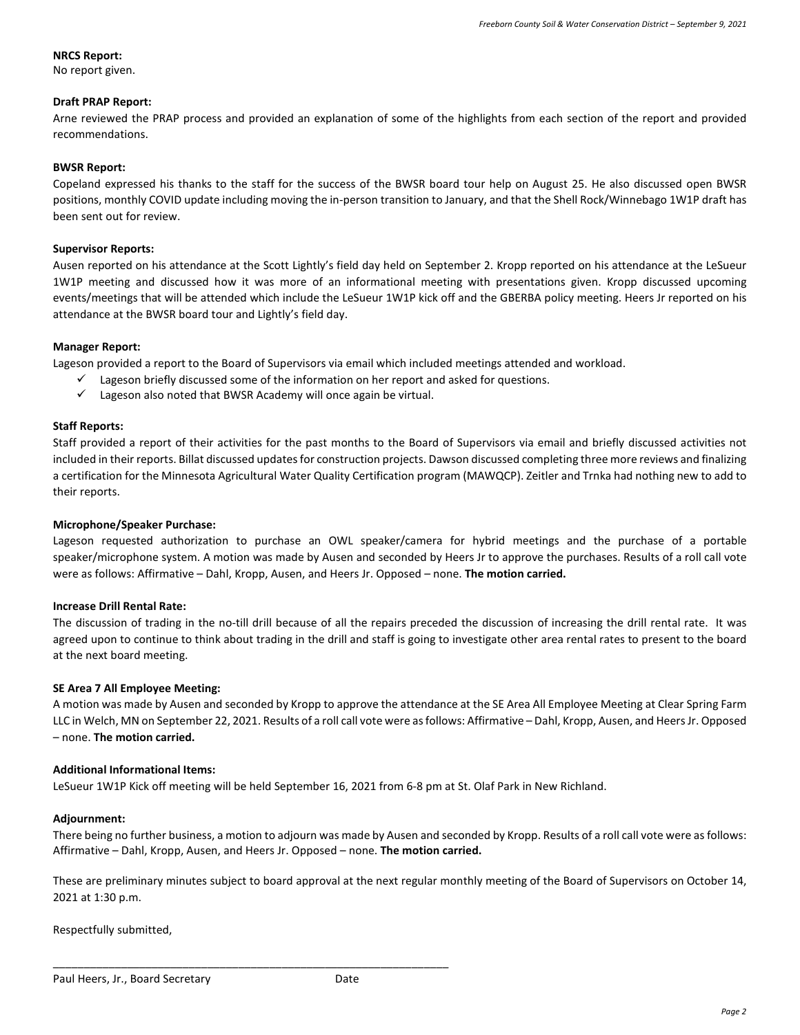**NRCS Report:**
No report given.

**Draft PRAP Report:**
Arne reviewed the PRAP process and provided an explanation of some of the highlights from each section of the report and provided recommendations.

**BWSR Report:**
Copeland expressed his thanks to the staff for the success of the BWSR board tour help on August 25. He also discussed open BWSR positions, monthly COVID update including moving the in-person transition to January, and that the Shell Rock/Winnebago 1W1P draft has been sent out for review.

**Supervisor Reports:**
Ausen reported on his attendance at the Scott Lightly's field day held on September 2. Kropp reported on his attendance at the LeSueur 1W1P meeting and discussed how it was more of an informational meeting with presentations given. Kropp discussed upcoming events/meetings that will be attended which include the LeSueur 1W1P kick off and the GBERBA policy meeting. Heers Jr reported on his attendance at the BWSR board tour and Lightly's field day.

**Manager Report:**
Lageson provided a report to the Board of Supervisors via email which included meetings attended and workload.

- ✓ Lageson briefly discussed some of the information on her report and asked for questions.
- ✓ Lageson also noted that BWSR Academy will once again be virtual.

**Staff Reports:**
Staff provided a report of their activities for the past months to the Board of Supervisors via email and briefly discussed activities not included in their reports. Billat discussed updates for construction projects. Dawson discussed completing three more reviews and finalizing a certification for the Minnesota Agricultural Water Quality Certification program (MAWQCP). Zeitler and Trnka had nothing new to add to their reports.

**Microphone/Speaker Purchase:**
Lageson requested authorization to purchase an OWL speaker/camera for hybrid meetings and the purchase of a portable speaker/microphone system. A motion was made by Ausen and seconded by Heers Jr to approve the purchases. Results of a roll call vote were as follows: Affirmative – Dahl, Kropp, Ausen, and Heers Jr. Opposed – none. **The motion carried.**

**Increase Drill Rental Rate:**
The discussion of trading in the no-till drill because of all the repairs preceded the discussion of increasing the drill rental rate. It was agreed upon to continue to think about trading in the drill and staff is going to investigate other area rental rates to present to the board at the next board meeting.

**SE Area 7 All Employee Meeting:**
A motion was made by Ausen and seconded by Kropp to approve the attendance at the SE Area All Employee Meeting at Clear Spring Farm LLC in Welch, MN on September 22, 2021. Results of a roll call vote were as follows: Affirmative – Dahl, Kropp, Ausen, and Heers Jr. Opposed – none. **The motion carried.**

**Additional Informational Items:**
LeSueur 1W1P Kick off meeting will be held September 16, 2021 from 6-8 pm at St. Olaf Park in New Richland.

**Adjournment:**
There being no further business, a motion to adjourn was made by Ausen and seconded by Kropp. Results of a roll call vote were as follows: Affirmative – Dahl, Kropp, Ausen, and Heers Jr. Opposed – none. **The motion carried.**

These are preliminary minutes subject to board approval at the next regular monthly meeting of the Board of Supervisors on October 14, 2021 at 1:30 p.m.

Respectfully submitted,

\_\_\_\_\_\_\_\_\_\_\_\_\_\_\_\_\_\_\_\_\_\_\_\_\_\_\_\_\_\_\_\_\_\_\_\_\_\_\_\_\_\_\_\_\_\_\_\_\_\_\_\_\_\_\_\_\_\_\_\_\_\_\_\_

Paul Heers, Jr., Board Secretary Date